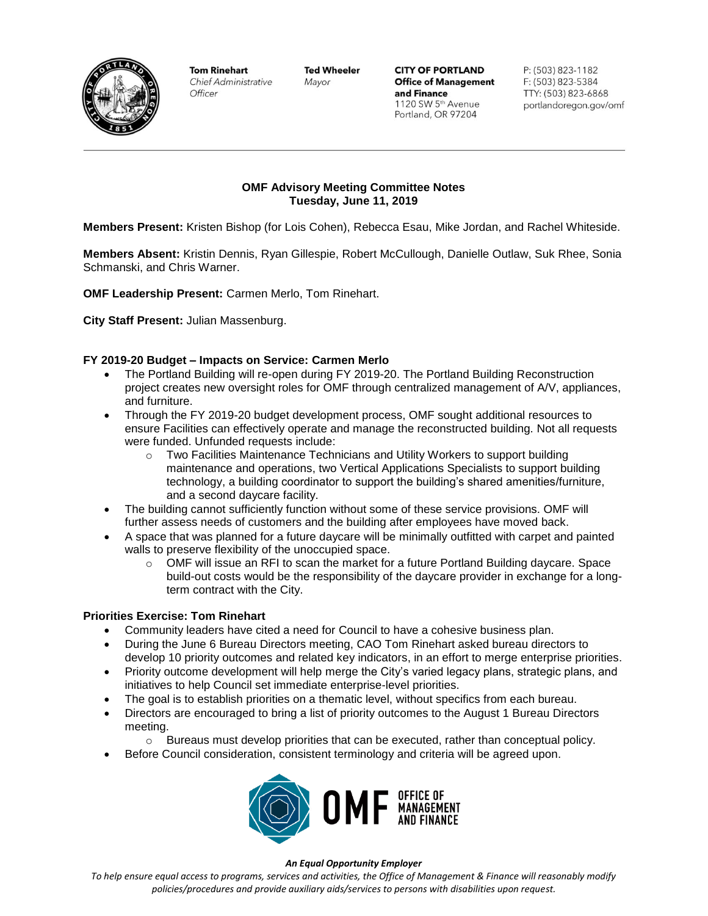**Tom Rinehart**
*Chief Administrative Officer*

**Ted Wheeler**
*Mayor*

**CITY OF PORTLAND**
**Office of Management and Finance**
1120 SW 5th Avenue
Portland, OR 97204

P: (503) 823-1182
F: (503) 823-5384
TTY: (503) 823-6868
portlandoregon.gov/omf

---

**OMF Advisory Meeting Committee Notes**
**Tuesday, June 11, 2019**

**Members Present:** Kristen Bishop (for Lois Cohen), Rebecca Esau, Mike Jordan, and Rachel Whiteside.

**Members Absent:** Kristin Dennis, Ryan Gillespie, Robert McCullough, Danielle Outlaw, Suk Rhee, Sonia Schmanski, and Chris Warner.

**OMF Leadership Present:** Carmen Merlo, Tom Rinehart.

**City Staff Present:** Julian Massenburg.

**FY 2019-20 Budget – Impacts on Service: Carmen Merlo**

- The Portland Building will re-open during FY 2019-20. The Portland Building Reconstruction project creates new oversight roles for OMF through centralized management of A/V, appliances, and furniture.
- Through the FY 2019-20 budget development process, OMF sought additional resources to ensure Facilities can effectively operate and manage the reconstructed building. Not all requests were funded. Unfunded requests include:
  - Two Facilities Maintenance Technicians and Utility Workers to support building maintenance and operations, two Vertical Applications Specialists to support building technology, a building coordinator to support the building's shared amenities/furniture, and a second daycare facility.
- The building cannot sufficiently function without some of these service provisions. OMF will further assess needs of customers and the building after employees have moved back.
- A space that was planned for a future daycare will be minimally outfitted with carpet and painted walls to preserve flexibility of the unoccupied space.
  - OMF will issue an RFI to scan the market for a future Portland Building daycare. Space build-out costs would be the responsibility of the daycare provider in exchange for a long-term contract with the City.

**Priorities Exercise: Tom Rinehart**

- Community leaders have cited a need for Council to have a cohesive business plan.
- During the June 6 Bureau Directors meeting, CAO Tom Rinehart asked bureau directors to develop 10 priority outcomes and related key indicators, in an effort to merge enterprise priorities.
- Priority outcome development will help merge the City's varied legacy plans, strategic plans, and initiatives to help Council set immediate enterprise-level priorities.
- The goal is to establish priorities on a thematic level, without specifics from each bureau.
- Directors are encouraged to bring a list of priority outcomes to the August 1 Bureau Directors meeting.
  - Bureaus must develop priorities that can be executed, rather than conceptual policy.
- Before Council consideration, consistent terminology and criteria will be agreed upon.

OMF OFFICE OF MANAGEMENT AND FINANCE

***An Equal Opportunity Employer***

*To help ensure equal access to programs, services and activities, the Office of Management & Finance will reasonably modify policies/procedures and provide auxiliary aids/services to persons with disabilities upon request.*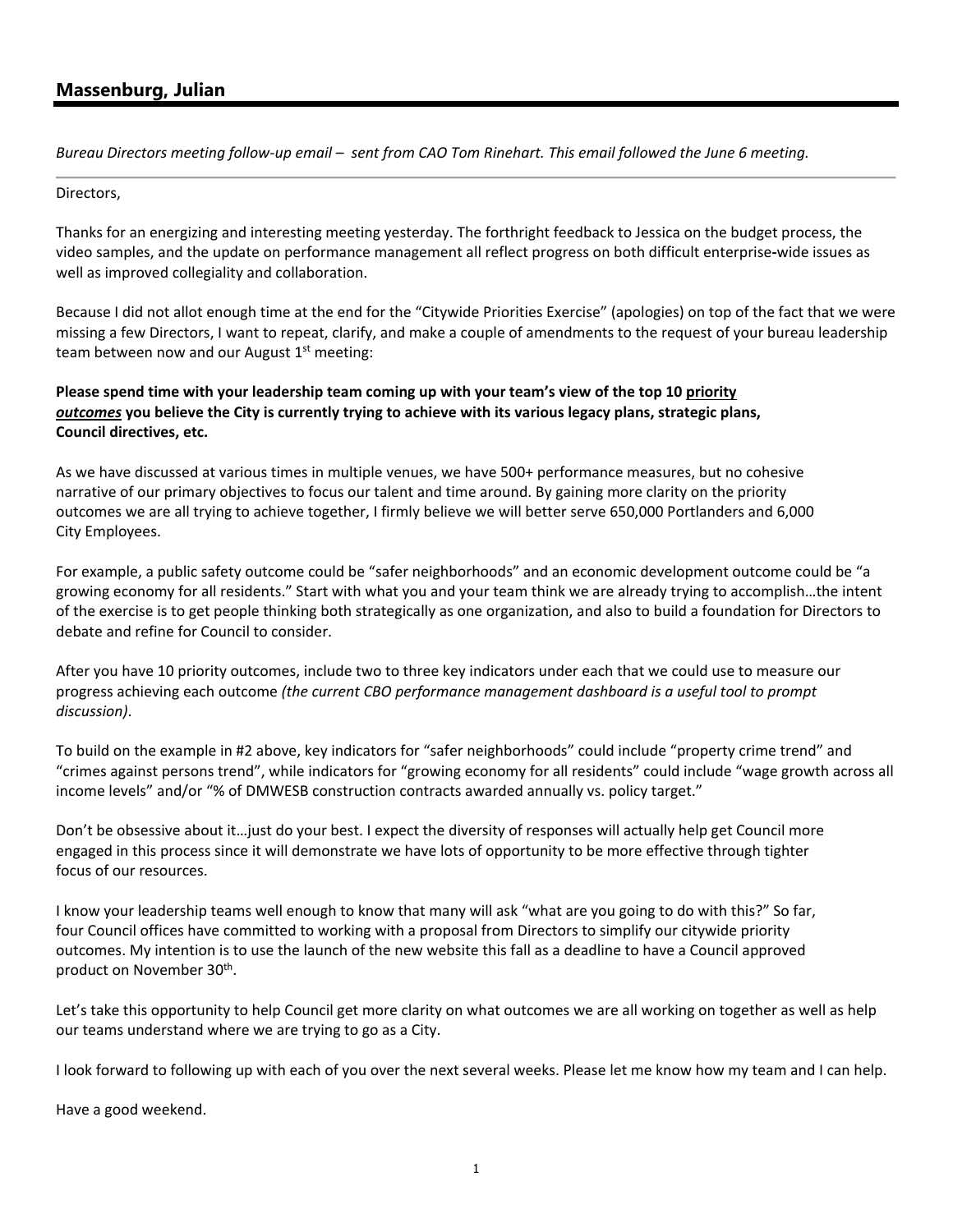## Massenburg, Julian

*Bureau Directors meeting follow-up email – sent from CAO Tom Rinehart. This email followed the June 6 meeting.*

---

Directors,

Thanks for an energizing and interesting meeting yesterday. The forthright feedback to Jessica on the budget process, the video samples, and the update on performance management all reflect progress on both difficult enterprise-wide issues as well as improved collegiality and collaboration.

Because I did not allot enough time at the end for the "Citywide Priorities Exercise" (apologies) on top of the fact that we were missing a few Directors, I want to repeat, clarify, and make a couple of amendments to the request of your bureau leadership team between now and our August 1st meeting:

**Please spend time with your leadership team coming up with your team's view of the top 10 priority *outcomes* you believe the City is currently trying to achieve with its various legacy plans, strategic plans, Council directives, etc.**

As we have discussed at various times in multiple venues, we have 500+ performance measures, but no cohesive narrative of our primary objectives to focus our talent and time around. By gaining more clarity on the priority outcomes we are all trying to achieve together, I firmly believe we will better serve 650,000 Portlanders and 6,000 City Employees.

For example, a public safety outcome could be "safer neighborhoods" and an economic development outcome could be "a growing economy for all residents." Start with what you and your team think we are already trying to accomplish…the intent of the exercise is to get people thinking both strategically as one organization, and also to build a foundation for Directors to debate and refine for Council to consider.

After you have 10 priority outcomes, include two to three key indicators under each that we could use to measure our progress achieving each outcome *(the current CBO performance management dashboard is a useful tool to prompt discussion)*.

To build on the example in #2 above, key indicators for "safer neighborhoods" could include "property crime trend" and "crimes against persons trend", while indicators for "growing economy for all residents" could include "wage growth across all income levels" and/or "% of DMWESB construction contracts awarded annually vs. policy target."

Don't be obsessive about it…just do your best. I expect the diversity of responses will actually help get Council more engaged in this process since it will demonstrate we have lots of opportunity to be more effective through tighter focus of our resources.

I know your leadership teams well enough to know that many will ask "what are you going to do with this?" So far, four Council offices have committed to working with a proposal from Directors to simplify our citywide priority outcomes. My intention is to use the launch of the new website this fall as a deadline to have a Council approved product on November 30th.

Let's take this opportunity to help Council get more clarity on what outcomes we are all working on together as well as help our teams understand where we are trying to go as a City.

I look forward to following up with each of you over the next several weeks. Please let me know how my team and I can help.

Have a good weekend.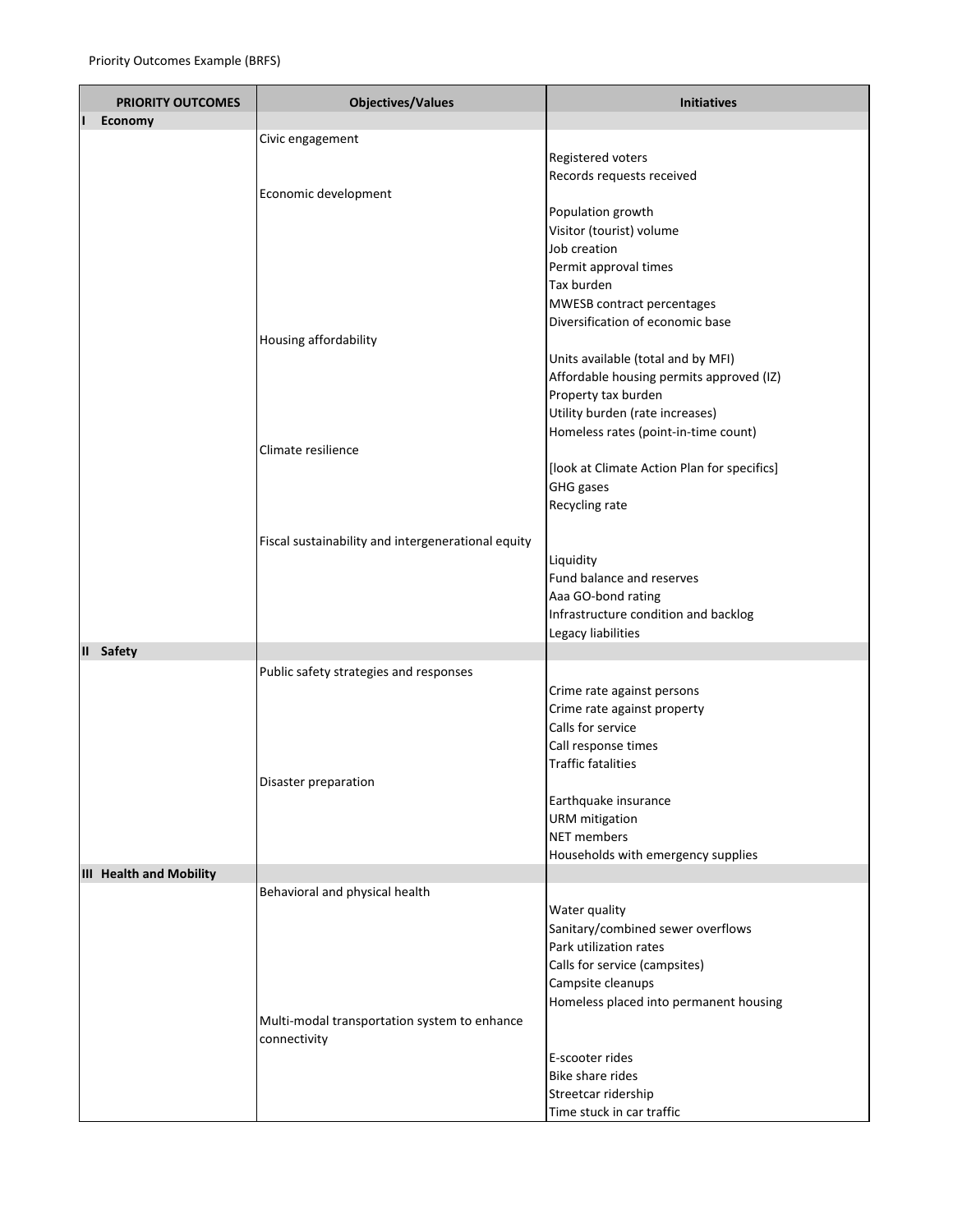Priority Outcomes Example (BRFS)

| PRIORITY OUTCOMES | Objectives/Values | Initiatives |
|---|---|---|
| I Economy | | |
| | Civic engagement | |
| | | Registered voters |
| | | Records requests received |
| | Economic development | |
| | | Population growth |
| | | Visitor (tourist) volume |
| | | Job creation |
| | | Permit approval times |
| | | Tax burden |
| | | MWESB contract percentages |
| | | Diversification of economic base |
| | Housing affordability | |
| | | Units available (total and by MFI) |
| | | Affordable housing permits approved (IZ) |
| | | Property tax burden |
| | | Utility burden (rate increases) |
| | | Homeless rates (point-in-time count) |
| | Climate resilience | |
| | | [look at Climate Action Plan for specifics] |
| | | GHG gases |
| | | Recycling rate |
| | Fiscal sustainability and intergenerational equity | |
| | | Liquidity |
| | | Fund balance and reserves |
| | | Aaa GO-bond rating |
| | | Infrastructure condition and backlog |
| | | Legacy liabilities |
| II Safety | | |
| | Public safety strategies and responses | |
| | | Crime rate against persons |
| | | Crime rate against property |
| | | Calls for service |
| | | Call response times |
| | | Traffic fatalities |
| | Disaster preparation | |
| | | Earthquake insurance |
| | | URM mitigation |
| | | NET members |
| | | Households with emergency supplies |
| III Health and Mobility | | |
| | Behavioral and physical health | |
| | | Water quality |
| | | Sanitary/combined sewer overflows |
| | | Park utilization rates |
| | | Calls for service (campsites) |
| | | Campsite cleanups |
| | | Homeless placed into permanent housing |
| | Multi-modal transportation system to enhance connectivity | |
| | | E-scooter rides |
| | | Bike share rides |
| | | Streetcar ridership |
| | | Time stuck in car traffic |